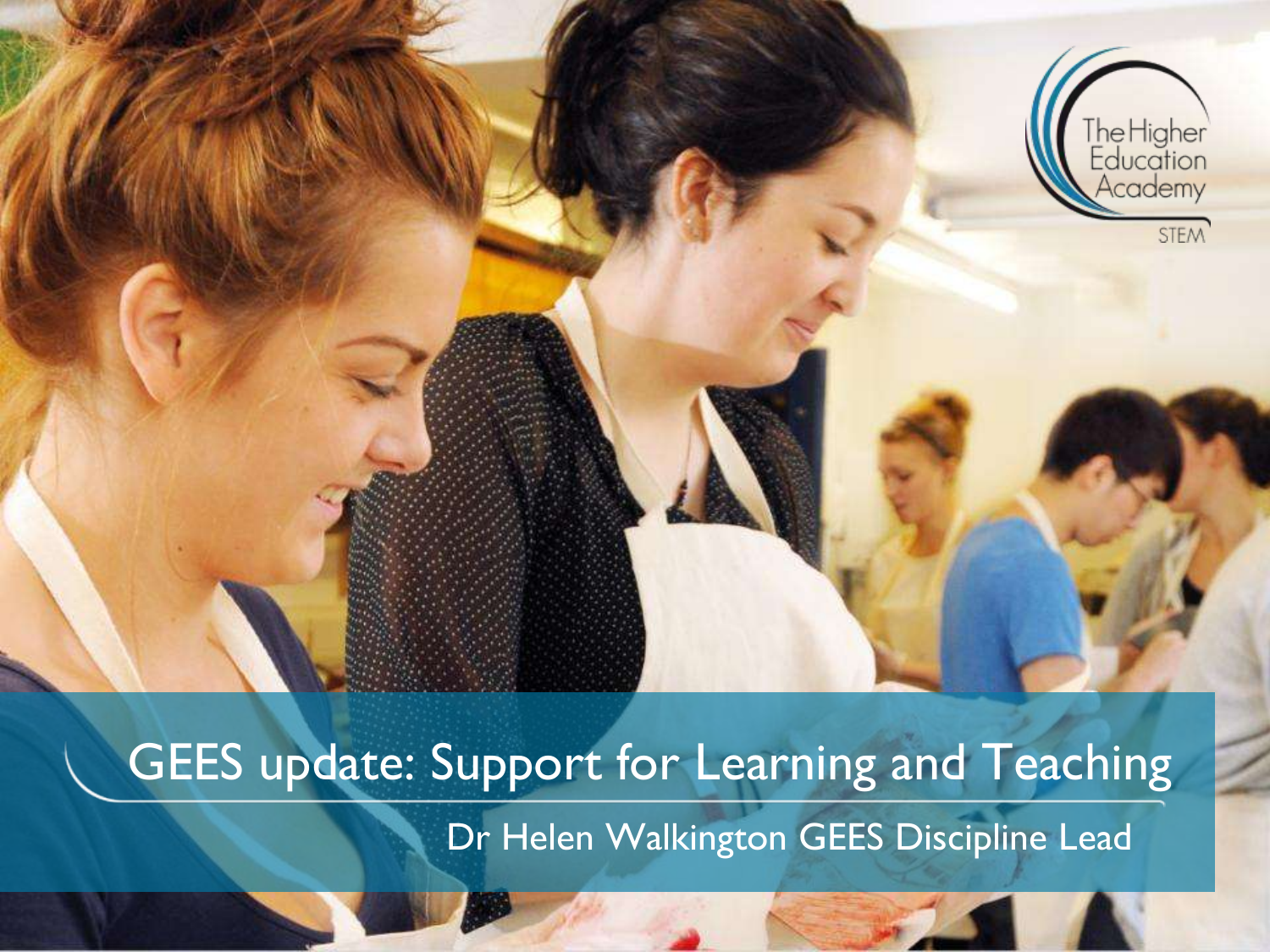The Higher Education Academy

STEM

# GEES update: Support for Learning and Teaching

Dr Helen Walkington GEES Discipline Lead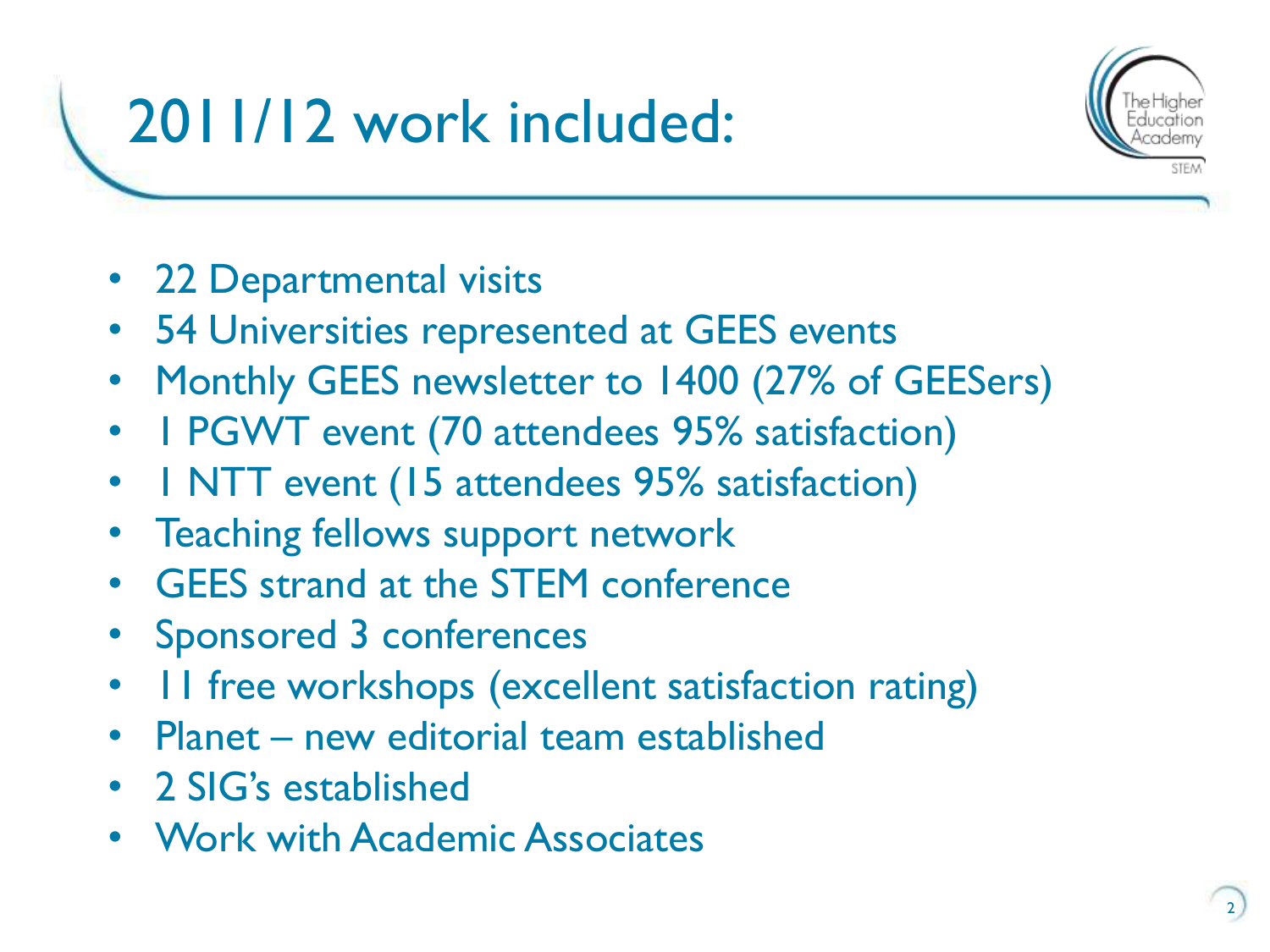# 2011/12 work included:

- 22 Departmental visits
- 54 Universities represented at GEES events
- Monthly GEES newsletter to 1400 (27% of GEESers)
- 1 PGWT event (70 attendees 95% satisfaction)
- 1 NTT event (15 attendees 95% satisfaction)
- Teaching fellows support network
- GEES strand at the STEM conference
- Sponsored 3 conferences
- 11 free workshops (excellent satisfaction rating)
- Planet – new editorial team established
- 2 SIG's established
- Work with Academic Associates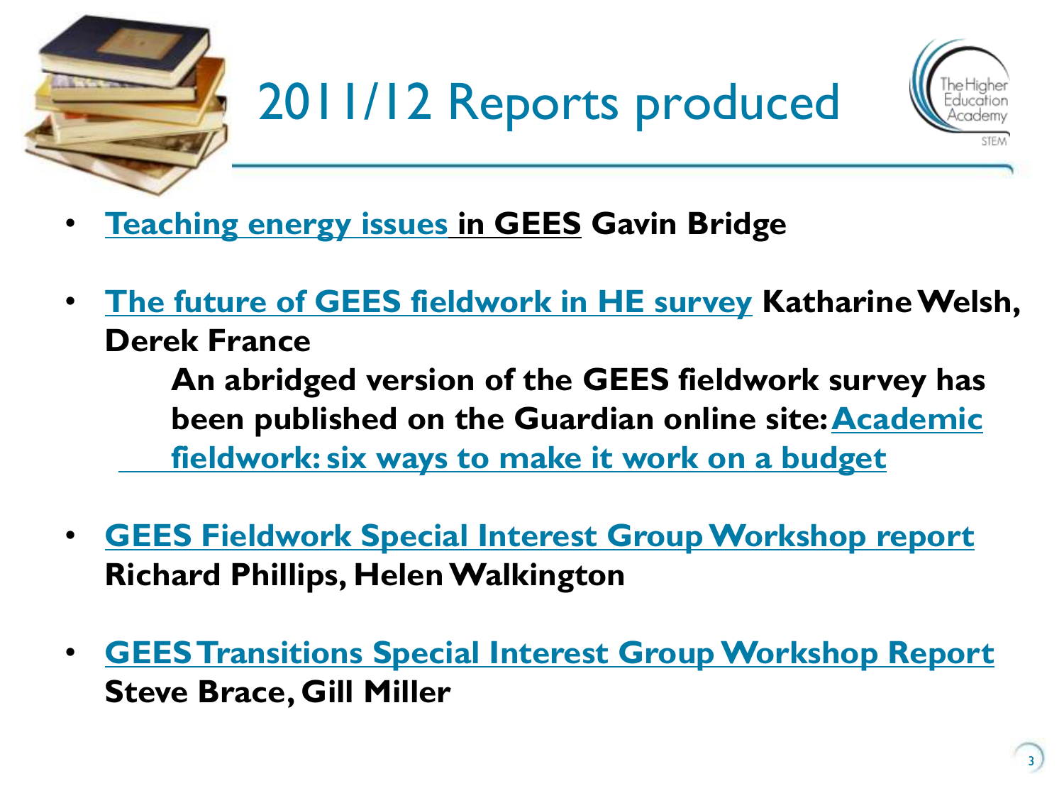# 2011/12 Reports produced

- **Teaching energy issues in GEES Gavin Bridge**
- **The future of GEES fieldwork in HE survey Katharine Welsh, Derek France**

  **An abridged version of the GEES fieldwork survey has been published on the Guardian online site: Academic fieldwork: six ways to make it work on a budget**

- **GEES Fieldwork Special Interest Group Workshop report Richard Phillips, Helen Walkington**
- **GEES Transitions Special Interest Group Workshop Report Steve Brace, Gill Miller**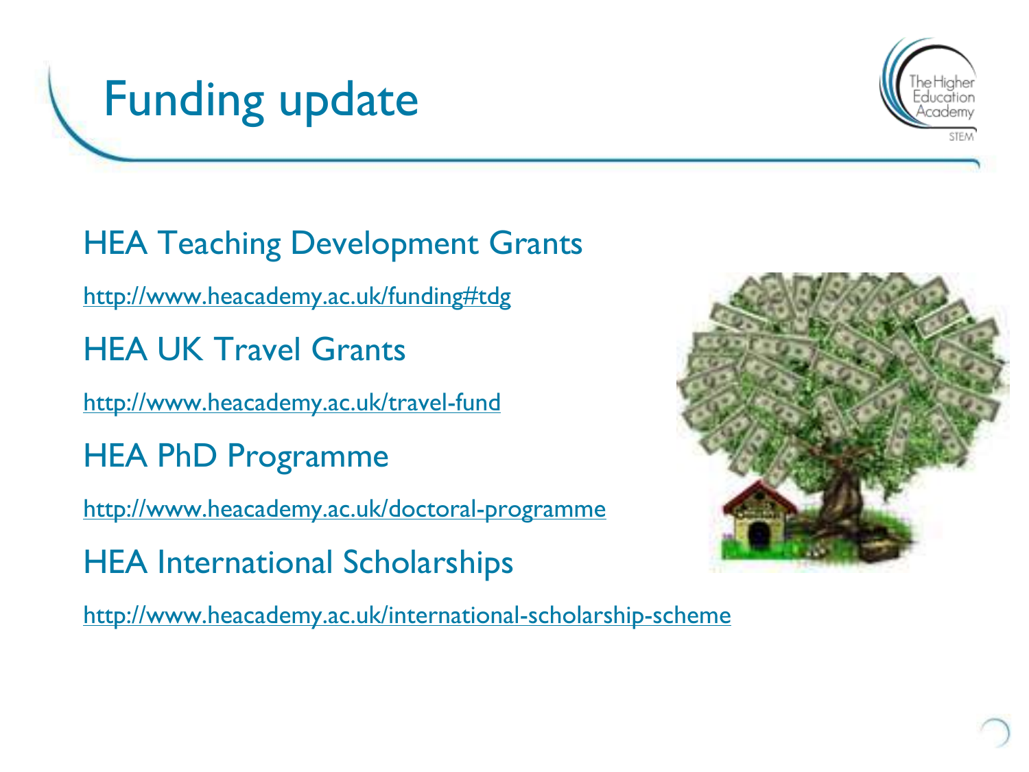# Funding update

HEA Teaching Development Grants

http://www.heacademy.ac.uk/funding#tdg

HEA UK Travel Grants

http://www.heacademy.ac.uk/travel-fund

HEA PhD Programme

http://www.heacademy.ac.uk/doctoral-programme

HEA International Scholarships

http://www.heacademy.ac.uk/international-scholarship-scheme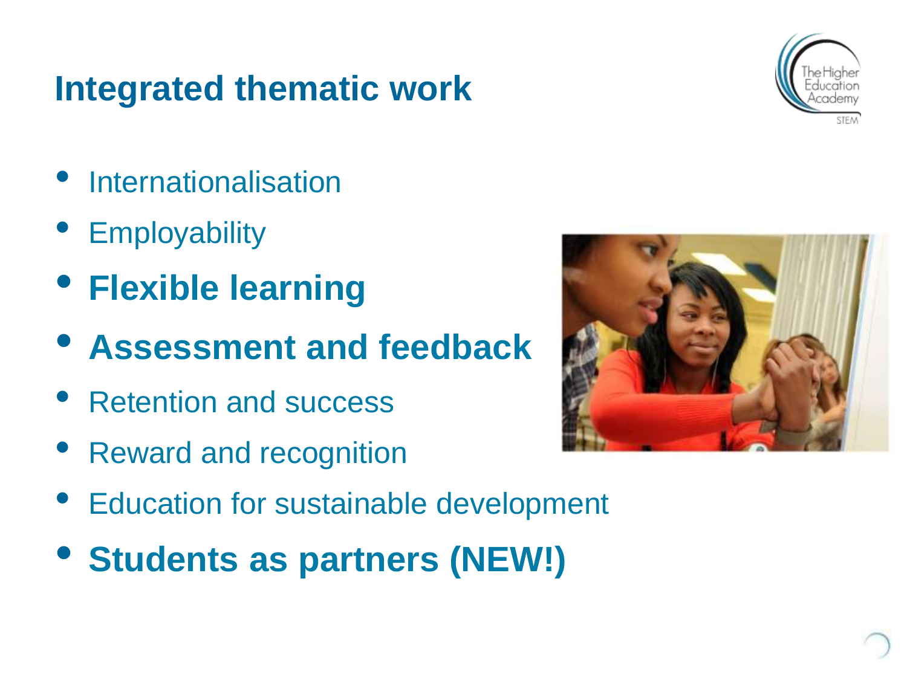# Integrated thematic work

- Internationalisation
- Employability
- **Flexible learning**
- **Assessment and feedback**
- Retention and success
- Reward and recognition
- Education for sustainable development
- **Students as partners (NEW!)**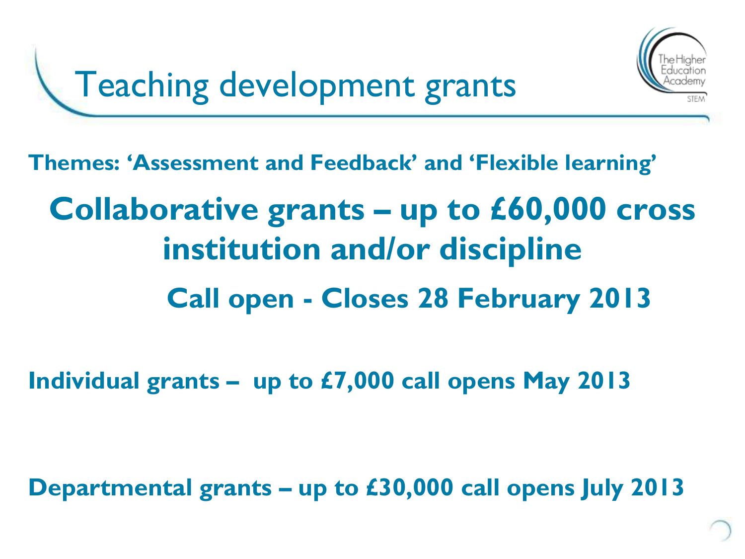# Teaching development grants

**Themes: 'Assessment and Feedback' and 'Flexible learning'**

## Collaborative grants – up to £60,000 cross institution and/or discipline

### Call open - Closes 28 February 2013

**Individual grants – up to £7,000 call opens May 2013**

**Departmental grants – up to £30,000 call opens July 2013**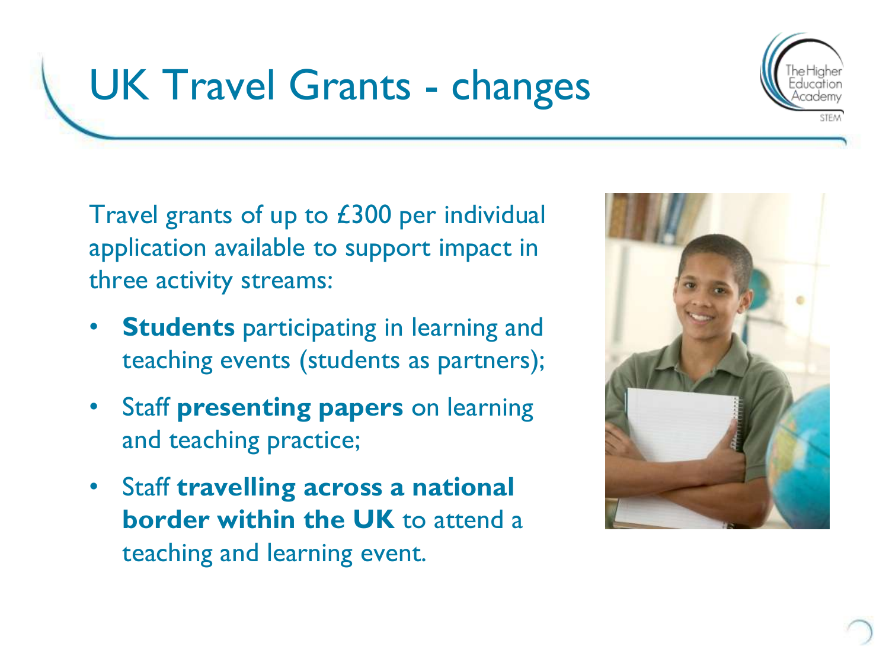# UK Travel Grants - changes

Travel grants of up to £300 per individual application available to support impact in three activity streams:

- **Students** participating in learning and teaching events (students as partners);
- Staff **presenting papers** on learning and teaching practice;
- Staff **travelling across a national border within the UK** to attend a teaching and learning event.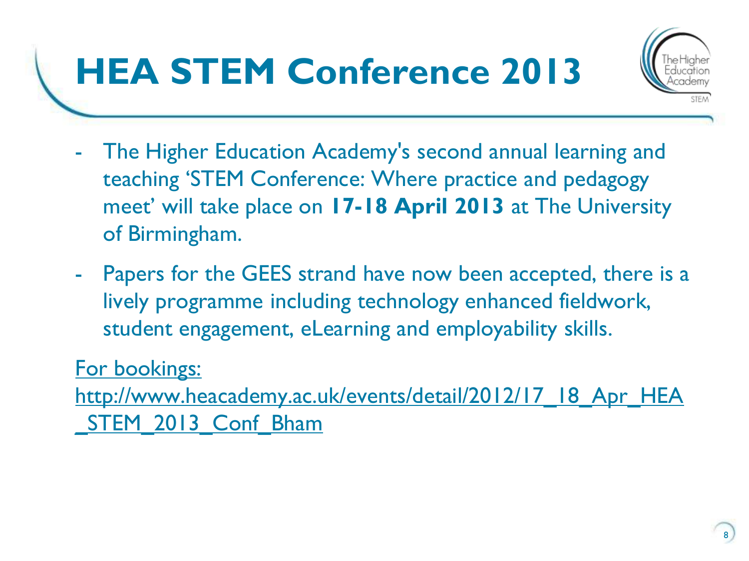# HEA STEM Conference 2013

- The Higher Education Academy's second annual learning and teaching 'STEM Conference: Where practice and pedagogy meet' will take place on **17-18 April 2013** at The University of Birmingham.
- Papers for the GEES strand have now been accepted, there is a lively programme including technology enhanced fieldwork, student engagement, eLearning and employability skills.

For bookings: http://www.heacademy.ac.uk/events/detail/2012/17_18_Apr_HEA_STEM_2013_Conf_Bham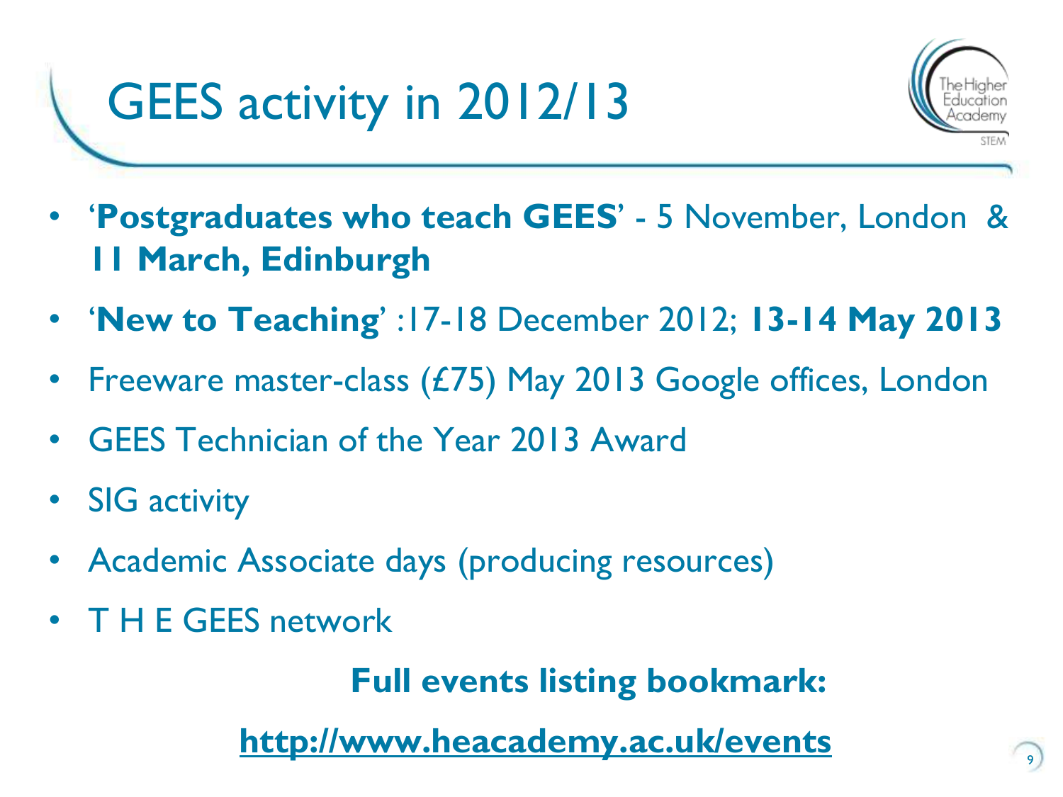# GEES activity in 2012/13

- ‘**Postgraduates who teach GEES**’ - 5 November, London & **11 March, Edinburgh**
- ‘**New to Teaching**’ :17-18 December 2012; **13-14 May 2013**
- Freeware master-class (£75) May 2013 Google offices, London
- GEES Technician of the Year 2013 Award
- SIG activity
- Academic Associate days (producing resources)
- T H E GEES network

**Full events listing bookmark:**

**http://www.heacademy.ac.uk/events**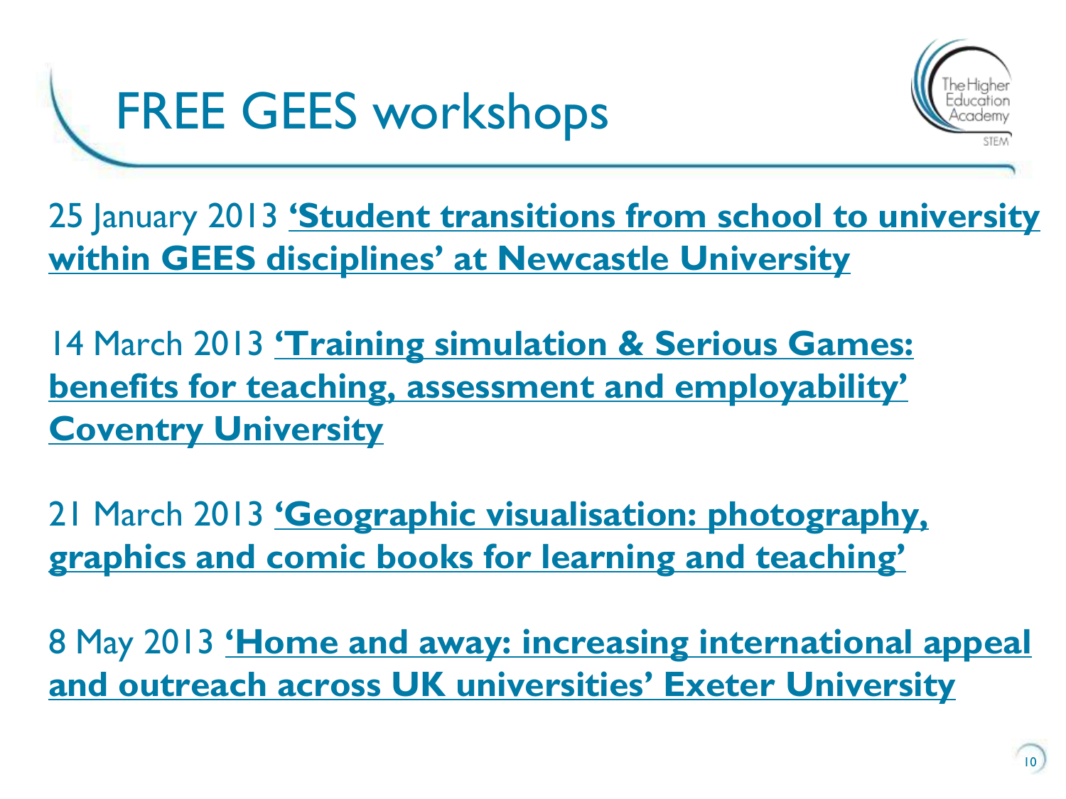# FREE GEES workshops

25 January 2013 **'Student transitions from school to university within GEES disciplines' at Newcastle University**

14 March 2013 **'Training simulation & Serious Games: benefits for teaching, assessment and employability' Coventry University**

21 March 2013 **'Geographic visualisation: photography, graphics and comic books for learning and teaching'**

8 May 2013 **'Home and away: increasing international appeal and outreach across UK universities' Exeter University**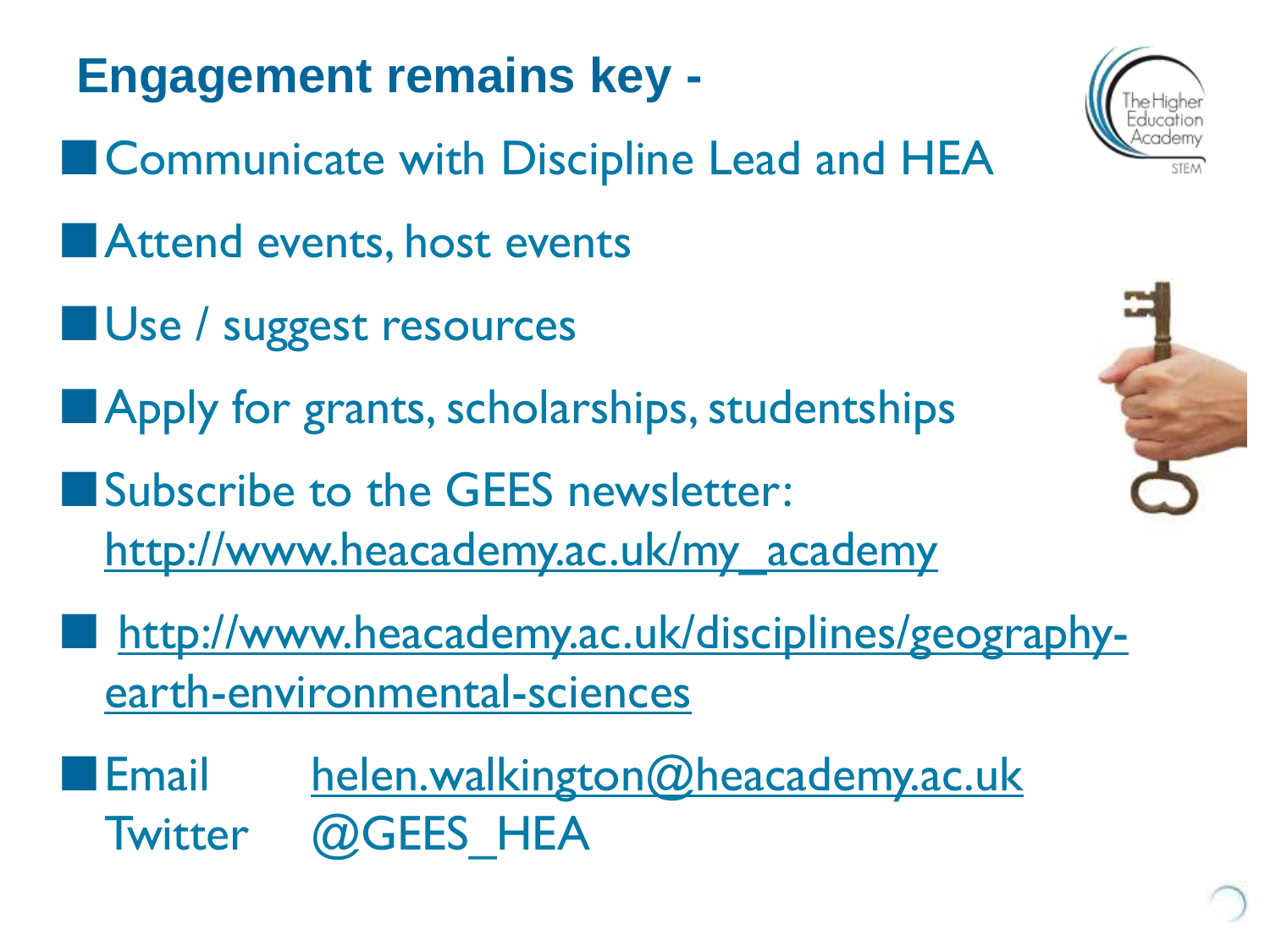## Engagement remains key -

- Communicate with Discipline Lead and HEA
- Attend events, host events
- Use / suggest resources
- Apply for grants, scholarships, studentships
- Subscribe to the GEES newsletter: http://www.heacademy.ac.uk/my_academy
- http://www.heacademy.ac.uk/disciplines/geography-earth-environmental-sciences
- Email helen.walkington@heacademy.ac.uk
  Twitter @GEES_HEA